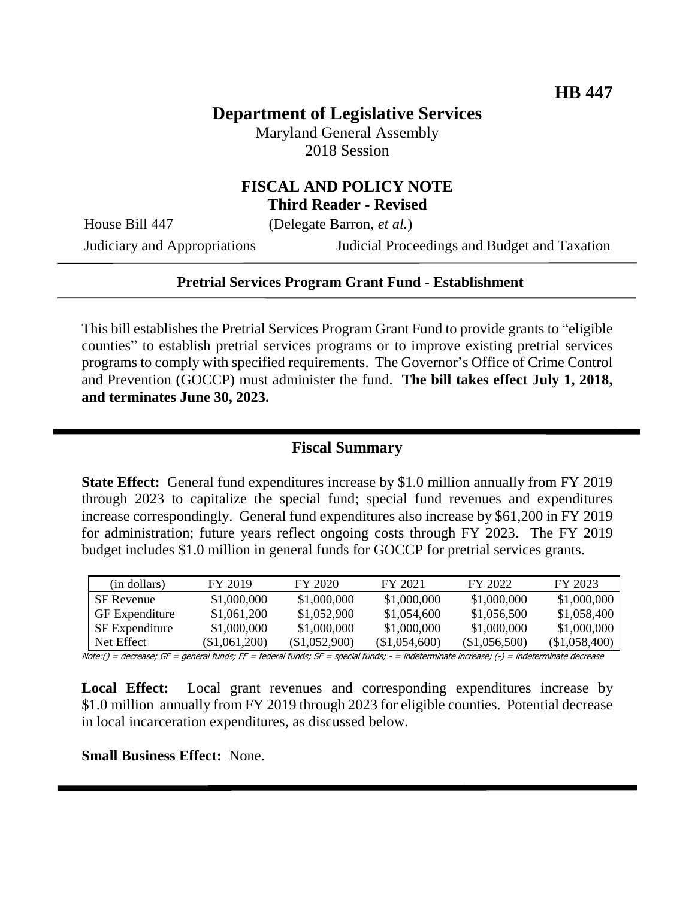**HB 447**

# Department of Legislative Services

Maryland General Assembly
2018 Session

## FISCAL AND POLICY NOTE
**Third Reader - Revised**

House Bill 447 (Delegate Barron, *et al.*)

Judiciary and Appropriations Judicial Proceedings and Budget and Taxation

---

**Pretrial Services Program Grant Fund - Establishment**

---

This bill establishes the Pretrial Services Program Grant Fund to provide grants to "eligible counties" to establish pretrial services programs or to improve existing pretrial services programs to comply with specified requirements. The Governor's Office of Crime Control and Prevention (GOCCP) must administer the fund. **The bill takes effect July 1, 2018, and terminates June 30, 2023.**

---

## Fiscal Summary

**State Effect:** General fund expenditures increase by $1.0 million annually from FY 2019 through 2023 to capitalize the special fund; special fund revenues and expenditures increase correspondingly. General fund expenditures also increase by $61,200 in FY 2019 for administration; future years reflect ongoing costs through FY 2023. The FY 2019 budget includes $1.0 million in general funds for GOCCP for pretrial services grants.

| (in dollars) | FY 2019 | FY 2020 | FY 2021 | FY 2022 | FY 2023 |
|---|---|---|---|---|---|
| SF Revenue | $1,000,000 | $1,000,000 | $1,000,000 | $1,000,000 | $1,000,000 |
| GF Expenditure | $1,061,200 | $1,052,900 | $1,054,600 | $1,056,500 | $1,058,400 |
| SF Expenditure | $1,000,000 | $1,000,000 | $1,000,000 | $1,000,000 | $1,000,000 |
| Net Effect | ($1,061,200) | ($1,052,900) | ($1,054,600) | ($1,056,500) | ($1,058,400) |

Note:() = decrease; GF = general funds; FF = federal funds; SF = special funds; - = indeterminate increase; (-) = indeterminate decrease

**Local Effect:** Local grant revenues and corresponding expenditures increase by $1.0 million annually from FY 2019 through 2023 for eligible counties. Potential decrease in local incarceration expenditures, as discussed below.

**Small Business Effect:** None.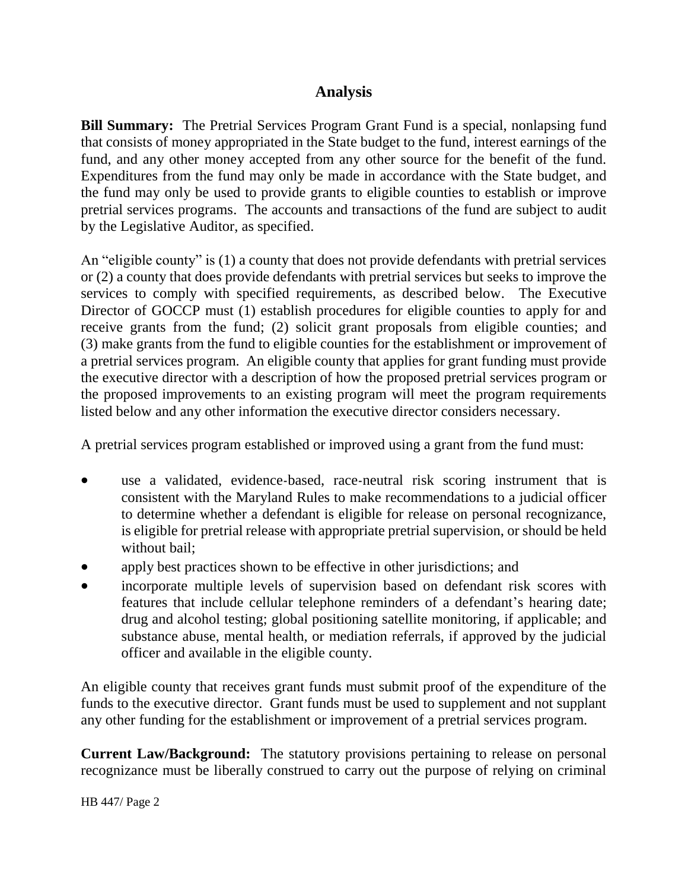## Analysis

**Bill Summary:** The Pretrial Services Program Grant Fund is a special, nonlapsing fund that consists of money appropriated in the State budget to the fund, interest earnings of the fund, and any other money accepted from any other source for the benefit of the fund. Expenditures from the fund may only be made in accordance with the State budget, and the fund may only be used to provide grants to eligible counties to establish or improve pretrial services programs. The accounts and transactions of the fund are subject to audit by the Legislative Auditor, as specified.

An "eligible county" is (1) a county that does not provide defendants with pretrial services or (2) a county that does provide defendants with pretrial services but seeks to improve the services to comply with specified requirements, as described below. The Executive Director of GOCCP must (1) establish procedures for eligible counties to apply for and receive grants from the fund; (2) solicit grant proposals from eligible counties; and (3) make grants from the fund to eligible counties for the establishment or improvement of a pretrial services program. An eligible county that applies for grant funding must provide the executive director with a description of how the proposed pretrial services program or the proposed improvements to an existing program will meet the program requirements listed below and any other information the executive director considers necessary.

A pretrial services program established or improved using a grant from the fund must:

- use a validated, evidence-based, race-neutral risk scoring instrument that is consistent with the Maryland Rules to make recommendations to a judicial officer to determine whether a defendant is eligible for release on personal recognizance, is eligible for pretrial release with appropriate pretrial supervision, or should be held without bail;
- apply best practices shown to be effective in other jurisdictions; and
- incorporate multiple levels of supervision based on defendant risk scores with features that include cellular telephone reminders of a defendant's hearing date; drug and alcohol testing; global positioning satellite monitoring, if applicable; and substance abuse, mental health, or mediation referrals, if approved by the judicial officer and available in the eligible county.

An eligible county that receives grant funds must submit proof of the expenditure of the funds to the executive director. Grant funds must be used to supplement and not supplant any other funding for the establishment or improvement of a pretrial services program.

**Current Law/Background:** The statutory provisions pertaining to release on personal recognizance must be liberally construed to carry out the purpose of relying on criminal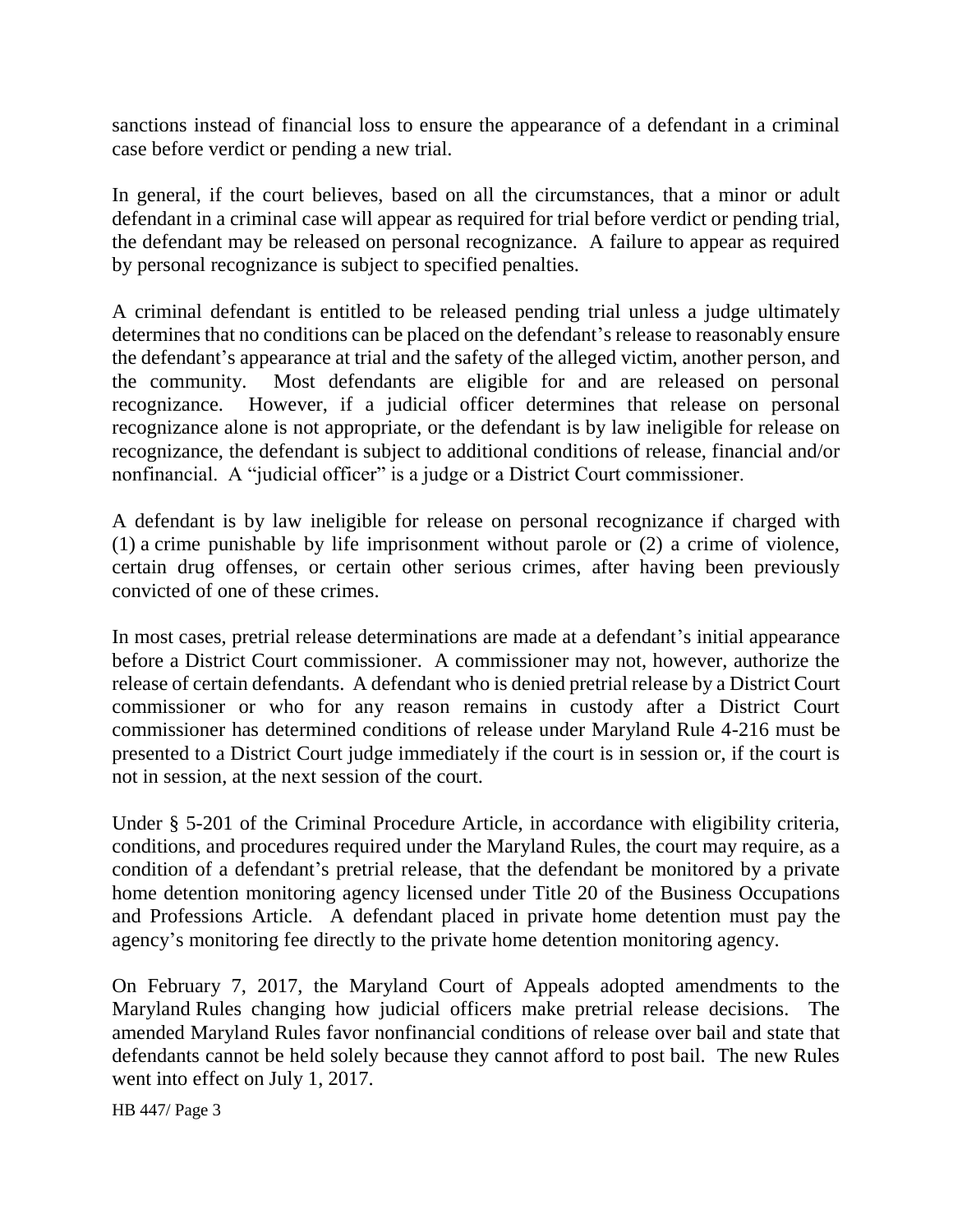sanctions instead of financial loss to ensure the appearance of a defendant in a criminal case before verdict or pending a new trial.

In general, if the court believes, based on all the circumstances, that a minor or adult defendant in a criminal case will appear as required for trial before verdict or pending trial, the defendant may be released on personal recognizance. A failure to appear as required by personal recognizance is subject to specified penalties.

A criminal defendant is entitled to be released pending trial unless a judge ultimately determines that no conditions can be placed on the defendant's release to reasonably ensure the defendant's appearance at trial and the safety of the alleged victim, another person, and the community. Most defendants are eligible for and are released on personal recognizance. However, if a judicial officer determines that release on personal recognizance alone is not appropriate, or the defendant is by law ineligible for release on recognizance, the defendant is subject to additional conditions of release, financial and/or nonfinancial. A "judicial officer" is a judge or a District Court commissioner.

A defendant is by law ineligible for release on personal recognizance if charged with (1) a crime punishable by life imprisonment without parole or (2) a crime of violence, certain drug offenses, or certain other serious crimes, after having been previously convicted of one of these crimes.

In most cases, pretrial release determinations are made at a defendant's initial appearance before a District Court commissioner. A commissioner may not, however, authorize the release of certain defendants. A defendant who is denied pretrial release by a District Court commissioner or who for any reason remains in custody after a District Court commissioner has determined conditions of release under Maryland Rule 4-216 must be presented to a District Court judge immediately if the court is in session or, if the court is not in session, at the next session of the court.

Under § 5-201 of the Criminal Procedure Article, in accordance with eligibility criteria, conditions, and procedures required under the Maryland Rules, the court may require, as a condition of a defendant's pretrial release, that the defendant be monitored by a private home detention monitoring agency licensed under Title 20 of the Business Occupations and Professions Article. A defendant placed in private home detention must pay the agency's monitoring fee directly to the private home detention monitoring agency.

On February 7, 2017, the Maryland Court of Appeals adopted amendments to the Maryland Rules changing how judicial officers make pretrial release decisions. The amended Maryland Rules favor nonfinancial conditions of release over bail and state that defendants cannot be held solely because they cannot afford to post bail. The new Rules went into effect on July 1, 2017.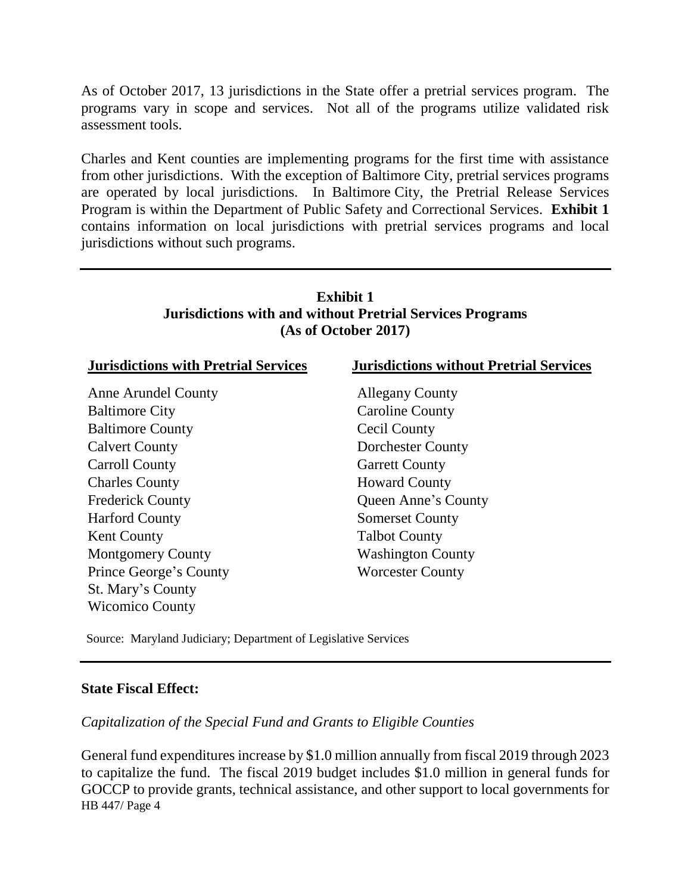As of October 2017, 13 jurisdictions in the State offer a pretrial services program. The programs vary in scope and services. Not all of the programs utilize validated risk assessment tools.

Charles and Kent counties are implementing programs for the first time with assistance from other jurisdictions. With the exception of Baltimore City, pretrial services programs are operated by local jurisdictions. In Baltimore City, the Pretrial Release Services Program is within the Department of Public Safety and Correctional Services. **Exhibit 1** contains information on local jurisdictions with pretrial services programs and local jurisdictions without such programs.

**Exhibit 1**
**Jurisdictions with and without Pretrial Services Programs**
**(As of October 2017)**

| Jurisdictions with Pretrial Services | Jurisdictions without Pretrial Services |
|---|---|
| Anne Arundel County | Allegany County |
| Baltimore City | Caroline County |
| Baltimore County | Cecil County |
| Calvert County | Dorchester County |
| Carroll County | Garrett County |
| Charles County | Howard County |
| Frederick County | Queen Anne's County |
| Harford County | Somerset County |
| Kent County | Talbot County |
| Montgomery County | Washington County |
| Prince George's County | Worcester County |
| St. Mary's County | |
| Wicomico County | |

Source: Maryland Judiciary; Department of Legislative Services

## State Fiscal Effect:

*Capitalization of the Special Fund and Grants to Eligible Counties*

General fund expenditures increase by $1.0 million annually from fiscal 2019 through 2023 to capitalize the fund. The fiscal 2019 budget includes $1.0 million in general funds for GOCCP to provide grants, technical assistance, and other support to local governments for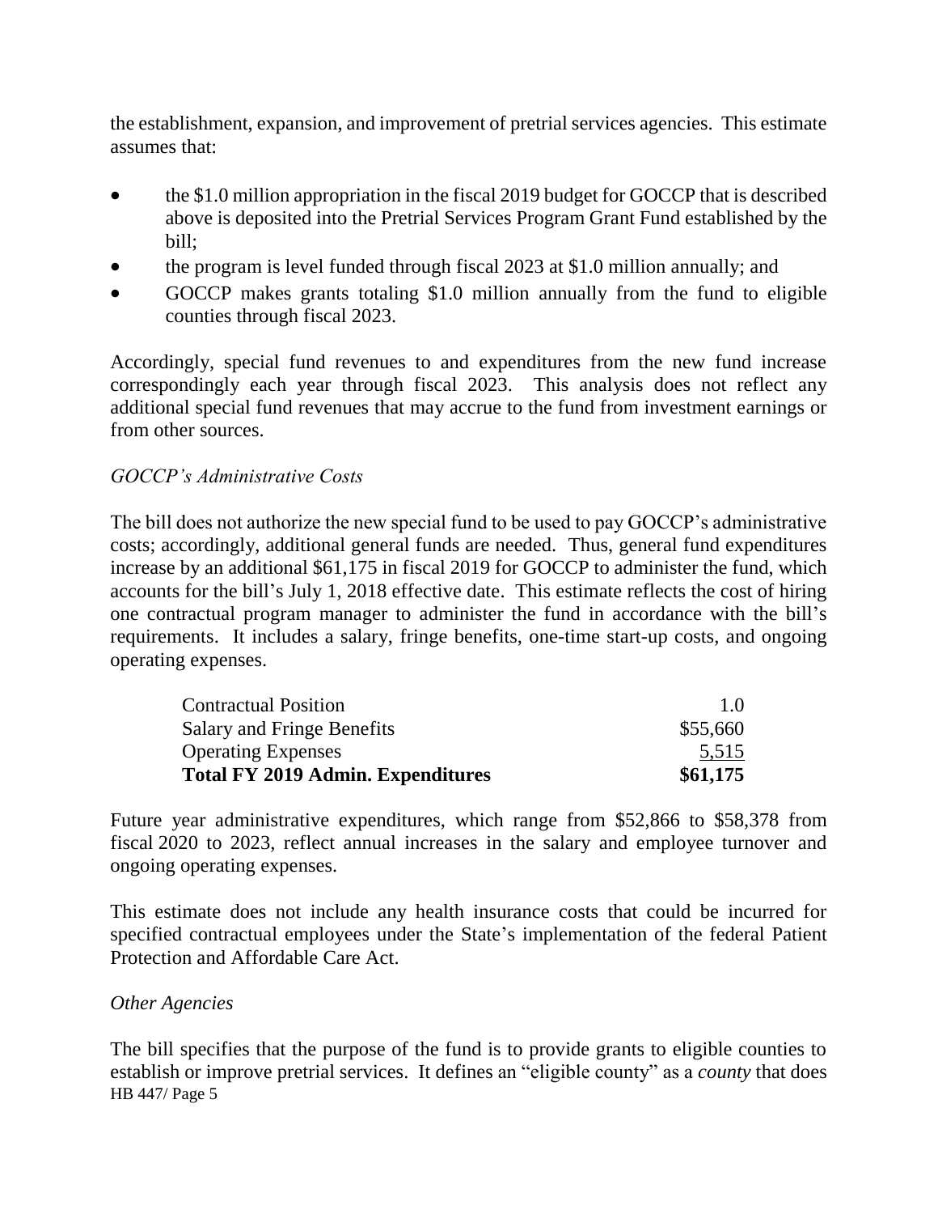the establishment, expansion, and improvement of pretrial services agencies. This estimate assumes that:

- the $1.0 million appropriation in the fiscal 2019 budget for GOCCP that is described above is deposited into the Pretrial Services Program Grant Fund established by the bill;
- the program is level funded through fiscal 2023 at $1.0 million annually; and
- GOCCP makes grants totaling $1.0 million annually from the fund to eligible counties through fiscal 2023.

Accordingly, special fund revenues to and expenditures from the new fund increase correspondingly each year through fiscal 2023. This analysis does not reflect any additional special fund revenues that may accrue to the fund from investment earnings or from other sources.

*GOCCP's Administrative Costs*

The bill does not authorize the new special fund to be used to pay GOCCP's administrative costs; accordingly, additional general funds are needed. Thus, general fund expenditures increase by an additional $61,175 in fiscal 2019 for GOCCP to administer the fund, which accounts for the bill's July 1, 2018 effective date. This estimate reflects the cost of hiring one contractual program manager to administer the fund in accordance with the bill's requirements. It includes a salary, fringe benefits, one-time start-up costs, and ongoing operating expenses.

| | |
|---|---|
| Contractual Position | 1.0 |
| Salary and Fringe Benefits | $55,660 |
| Operating Expenses | 5,515 |
| **Total FY 2019 Admin. Expenditures** | **$61,175** |

Future year administrative expenditures, which range from $52,866 to $58,378 from fiscal 2020 to 2023, reflect annual increases in the salary and employee turnover and ongoing operating expenses.

This estimate does not include any health insurance costs that could be incurred for specified contractual employees under the State's implementation of the federal Patient Protection and Affordable Care Act.

*Other Agencies*

The bill specifies that the purpose of the fund is to provide grants to eligible counties to establish or improve pretrial services. It defines an "eligible county" as a *county* that does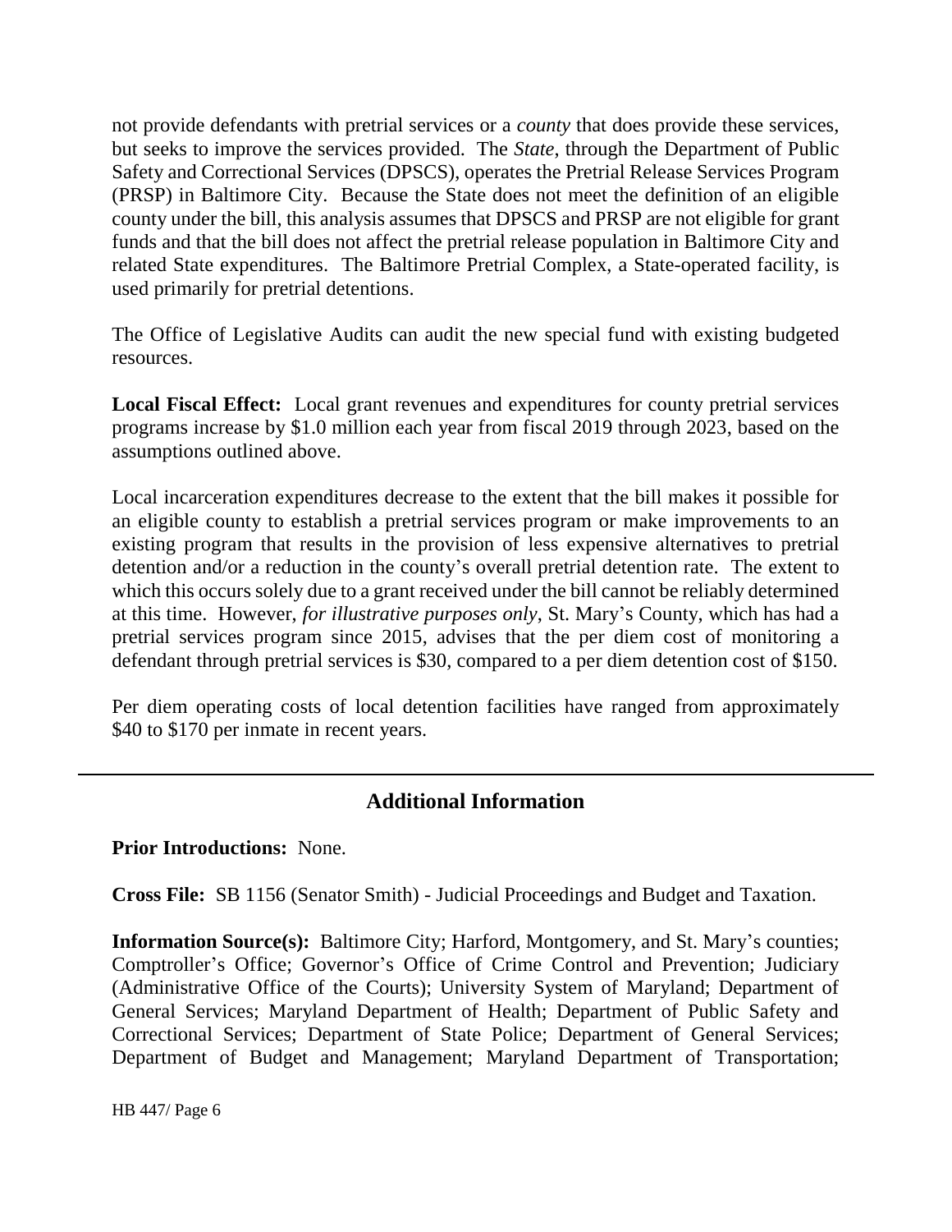not provide defendants with pretrial services or a *county* that does provide these services, but seeks to improve the services provided. The *State*, through the Department of Public Safety and Correctional Services (DPSCS), operates the Pretrial Release Services Program (PRSP) in Baltimore City. Because the State does not meet the definition of an eligible county under the bill, this analysis assumes that DPSCS and PRSP are not eligible for grant funds and that the bill does not affect the pretrial release population in Baltimore City and related State expenditures. The Baltimore Pretrial Complex, a State-operated facility, is used primarily for pretrial detentions.

The Office of Legislative Audits can audit the new special fund with existing budgeted resources.

**Local Fiscal Effect:** Local grant revenues and expenditures for county pretrial services programs increase by $1.0 million each year from fiscal 2019 through 2023, based on the assumptions outlined above.

Local incarceration expenditures decrease to the extent that the bill makes it possible for an eligible county to establish a pretrial services program or make improvements to an existing program that results in the provision of less expensive alternatives to pretrial detention and/or a reduction in the county's overall pretrial detention rate. The extent to which this occurs solely due to a grant received under the bill cannot be reliably determined at this time. However, *for illustrative purposes only*, St. Mary's County, which has had a pretrial services program since 2015, advises that the per diem cost of monitoring a defendant through pretrial services is $30, compared to a per diem detention cost of $150.

Per diem operating costs of local detention facilities have ranged from approximately $40 to $170 per inmate in recent years.

## Additional Information

**Prior Introductions:** None.

**Cross File:** SB 1156 (Senator Smith) - Judicial Proceedings and Budget and Taxation.

**Information Source(s):** Baltimore City; Harford, Montgomery, and St. Mary's counties; Comptroller's Office; Governor's Office of Crime Control and Prevention; Judiciary (Administrative Office of the Courts); University System of Maryland; Department of General Services; Maryland Department of Health; Department of Public Safety and Correctional Services; Department of State Police; Department of General Services; Department of Budget and Management; Maryland Department of Transportation;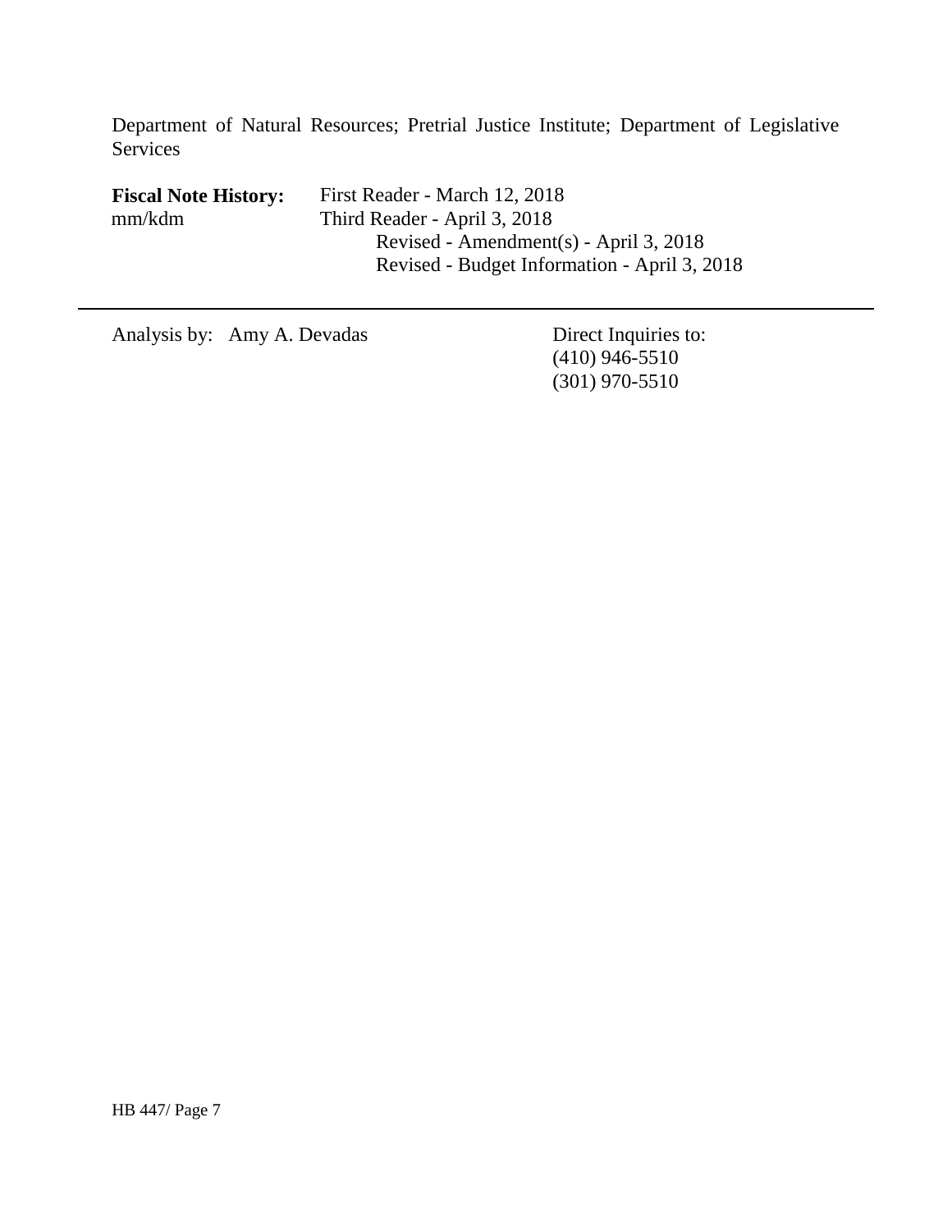Department of Natural Resources; Pretrial Justice Institute; Department of Legislative Services

| | |
|---|---|
| **Fiscal Note History:** | First Reader - March 12, 2018 |
| mm/kdm | Third Reader - April 3, 2018 |
| | Revised - Amendment(s) - April 3, 2018 |
| | Revised - Budget Information - April 3, 2018 |

---

Analysis by: Amy A. Devadas

Direct Inquiries to:
(410) 946-5510
(301) 970-5510